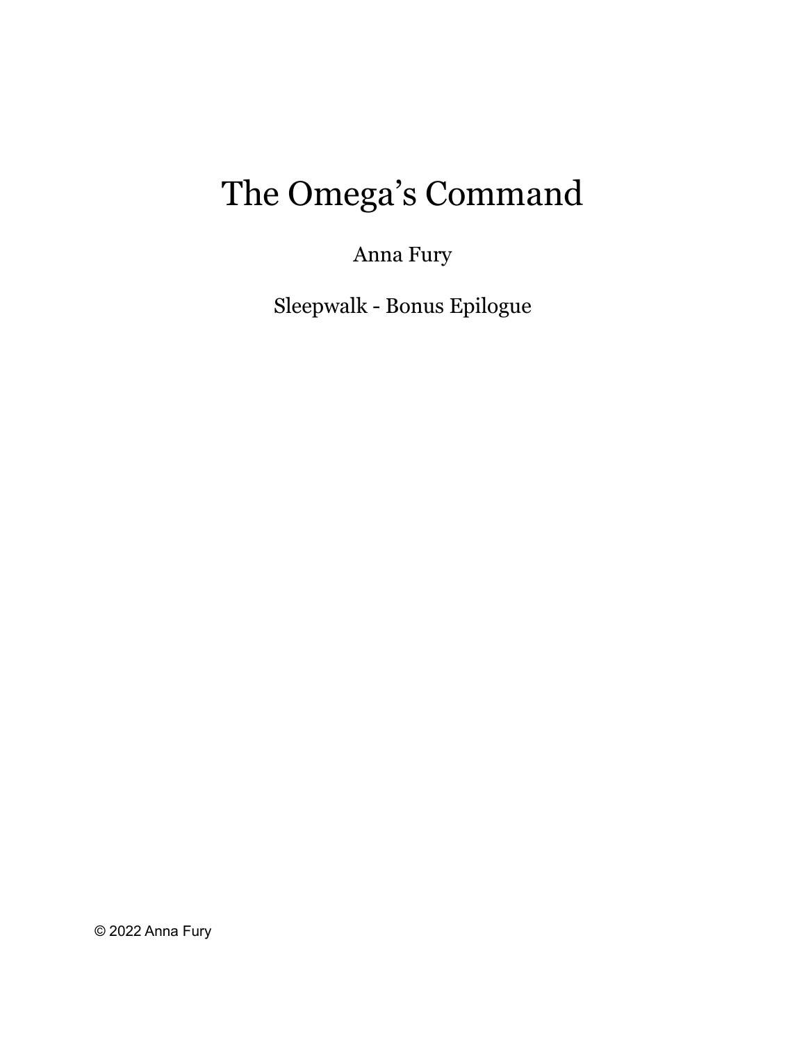# The Omega's Command

Anna Fury

Sleepwalk - Bonus Epilogue

© 2022 Anna Fury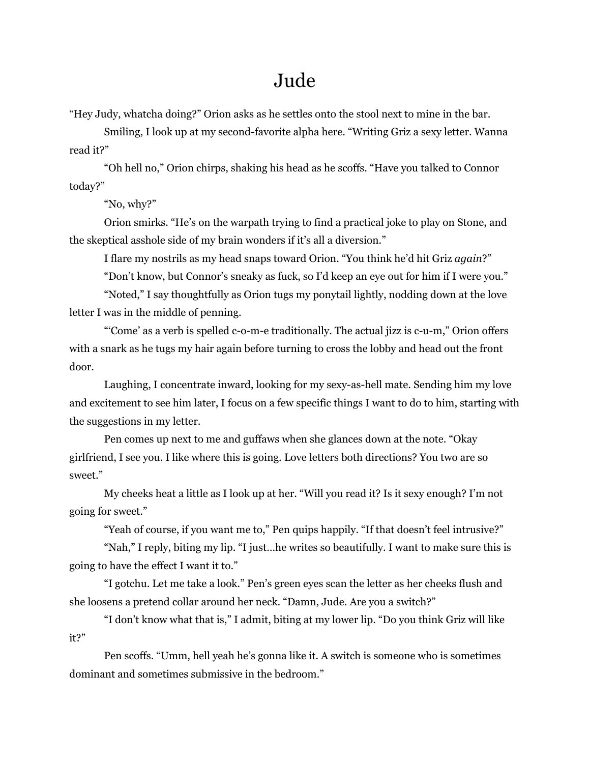# Jude

"Hey Judy, whatcha doing?" Orion asks as he settles onto the stool next to mine in the bar.

Smiling, I look up at my second-favorite alpha here. "Writing Griz a sexy letter. Wanna read it?"

"Oh hell no," Orion chirps, shaking his head as he scoffs. "Have you talked to Connor today?"

"No, why?"

Orion smirks. "He's on the warpath trying to find a practical joke to play on Stone, and the skeptical asshole side of my brain wonders if it's all a diversion."

I flare my nostrils as my head snaps toward Orion. "You think he'd hit Griz *again*?"

"Don't know, but Connor's sneaky as fuck, so I'd keep an eye out for him if I were you."

"Noted," I say thoughtfully as Orion tugs my ponytail lightly, nodding down at the love letter I was in the middle of penning.

"'Come' as a verb is spelled c-o-m-e traditionally. The actual jizz is c-u-m," Orion offers with a snark as he tugs my hair again before turning to cross the lobby and head out the front door.

Laughing, I concentrate inward, looking for my sexy-as-hell mate. Sending him my love and excitement to see him later, I focus on a few specific things I want to do to him, starting with the suggestions in my letter.

Pen comes up next to me and guffaws when she glances down at the note. "Okay girlfriend, I see you. I like where this is going. Love letters both directions? You two are so sweet."

My cheeks heat a little as I look up at her. "Will you read it? Is it sexy enough? I'm not going for sweet."

"Yeah of course, if you want me to," Pen quips happily. "If that doesn't feel intrusive?"

"Nah," I reply, biting my lip. "I just…he writes so beautifully. I want to make sure this is going to have the effect I want it to."

"I gotchu. Let me take a look." Pen's green eyes scan the letter as her cheeks flush and she loosens a pretend collar around her neck. "Damn, Jude. Are you a switch?"

"I don't know what that is," I admit, biting at my lower lip. "Do you think Griz will like it?"

Pen scoffs. "Umm, hell yeah he's gonna like it. A switch is someone who is sometimes dominant and sometimes submissive in the bedroom."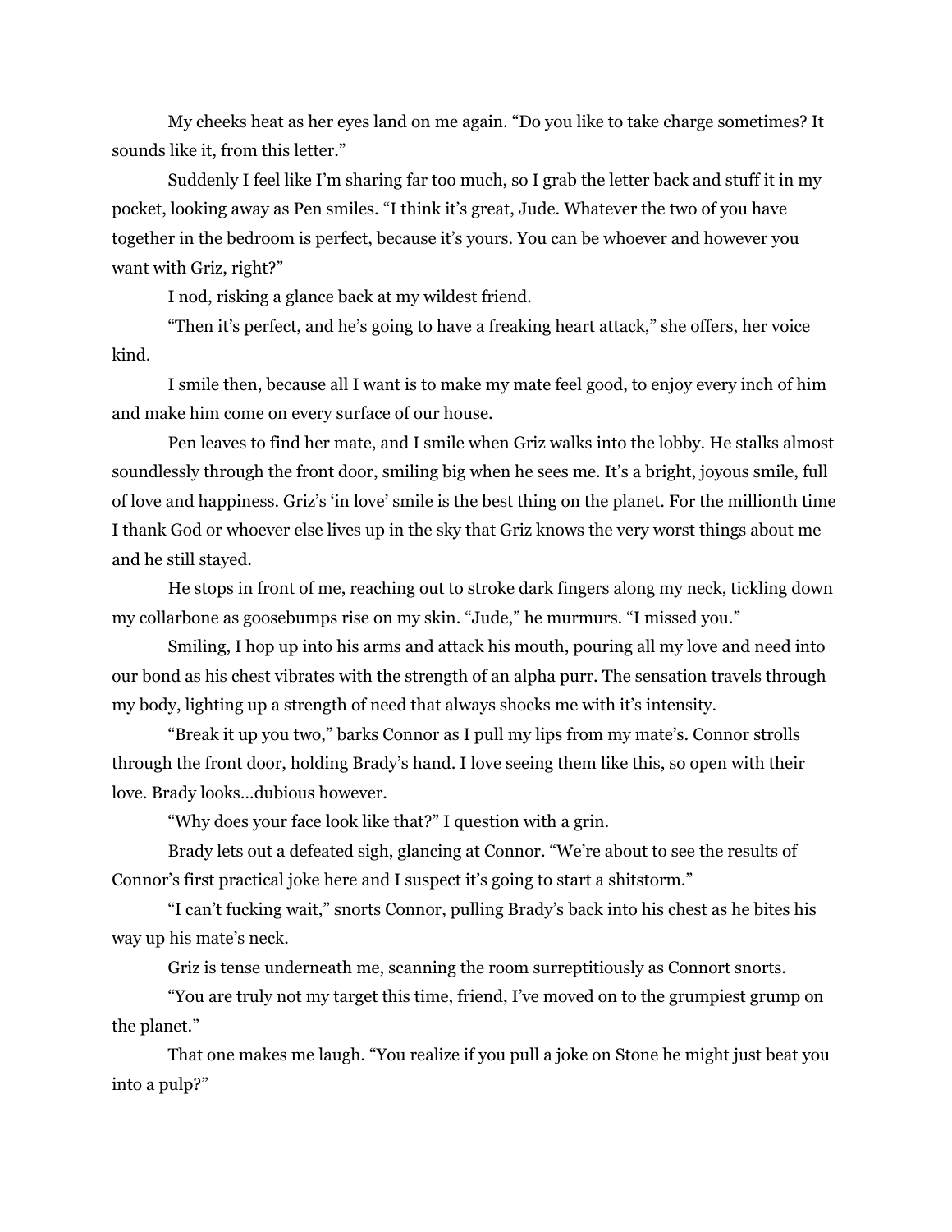My cheeks heat as her eyes land on me again. "Do you like to take charge sometimes? It sounds like it, from this letter."

Suddenly I feel like I'm sharing far too much, so I grab the letter back and stuff it in my pocket, looking away as Pen smiles. "I think it's great, Jude. Whatever the two of you have together in the bedroom is perfect, because it's yours. You can be whoever and however you want with Griz, right?"

I nod, risking a glance back at my wildest friend.

"Then it's perfect, and he's going to have a freaking heart attack," she offers, her voice kind.

I smile then, because all I want is to make my mate feel good, to enjoy every inch of him and make him come on every surface of our house.

Pen leaves to find her mate, and I smile when Griz walks into the lobby. He stalks almost soundlessly through the front door, smiling big when he sees me. It's a bright, joyous smile, full of love and happiness. Griz's 'in love' smile is the best thing on the planet. For the millionth time I thank God or whoever else lives up in the sky that Griz knows the very worst things about me and he still stayed.

He stops in front of me, reaching out to stroke dark fingers along my neck, tickling down my collarbone as goosebumps rise on my skin. "Jude," he murmurs. "I missed you."

Smiling, I hop up into his arms and attack his mouth, pouring all my love and need into our bond as his chest vibrates with the strength of an alpha purr. The sensation travels through my body, lighting up a strength of need that always shocks me with it's intensity.

"Break it up you two," barks Connor as I pull my lips from my mate's. Connor strolls through the front door, holding Brady's hand. I love seeing them like this, so open with their love. Brady looks…dubious however.

"Why does your face look like that?" I question with a grin.

Brady lets out a defeated sigh, glancing at Connor. "We're about to see the results of Connor's first practical joke here and I suspect it's going to start a shitstorm."

"I can't fucking wait," snorts Connor, pulling Brady's back into his chest as he bites his way up his mate's neck.

Griz is tense underneath me, scanning the room surreptitiously as Connort snorts.

"You are truly not my target this time, friend, I've moved on to the grumpiest grump on the planet."

That one makes me laugh. "You realize if you pull a joke on Stone he might just beat you into a pulp?"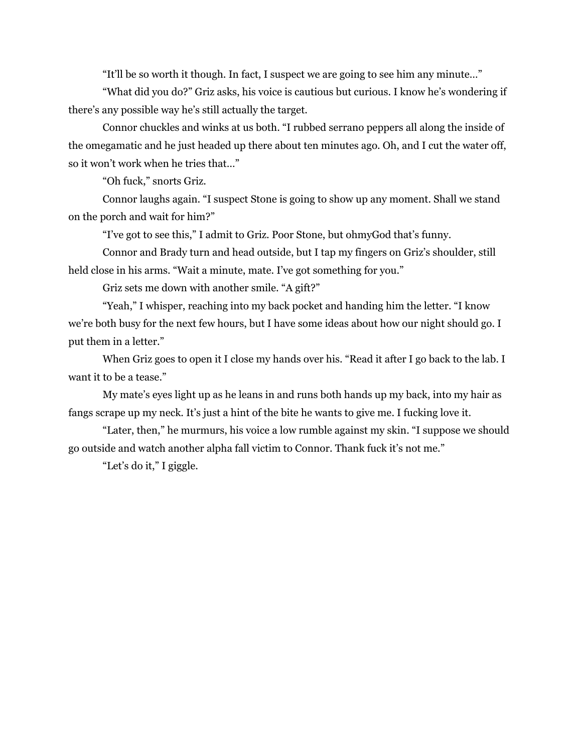"It'll be so worth it though. In fact, I suspect we are going to see him any minute…"

"What did you do?" Griz asks, his voice is cautious but curious. I know he's wondering if there's any possible way he's still actually the target.

Connor chuckles and winks at us both. "I rubbed serrano peppers all along the inside of the omegamatic and he just headed up there about ten minutes ago. Oh, and I cut the water off, so it won't work when he tries that…"

"Oh fuck," snorts Griz.

Connor laughs again. "I suspect Stone is going to show up any moment. Shall we stand on the porch and wait for him?"

"I've got to see this," I admit to Griz. Poor Stone, but ohmyGod that's funny.

Connor and Brady turn and head outside, but I tap my fingers on Griz's shoulder, still held close in his arms. "Wait a minute, mate. I've got something for you."

Griz sets me down with another smile. "A gift?"

"Yeah," I whisper, reaching into my back pocket and handing him the letter. "I know we're both busy for the next few hours, but I have some ideas about how our night should go. I put them in a letter."

When Griz goes to open it I close my hands over his. "Read it after I go back to the lab. I want it to be a tease."

My mate's eyes light up as he leans in and runs both hands up my back, into my hair as fangs scrape up my neck. It's just a hint of the bite he wants to give me. I fucking love it.

"Later, then," he murmurs, his voice a low rumble against my skin. "I suppose we should go outside and watch another alpha fall victim to Connor. Thank fuck it's not me."

"Let's do it," I giggle.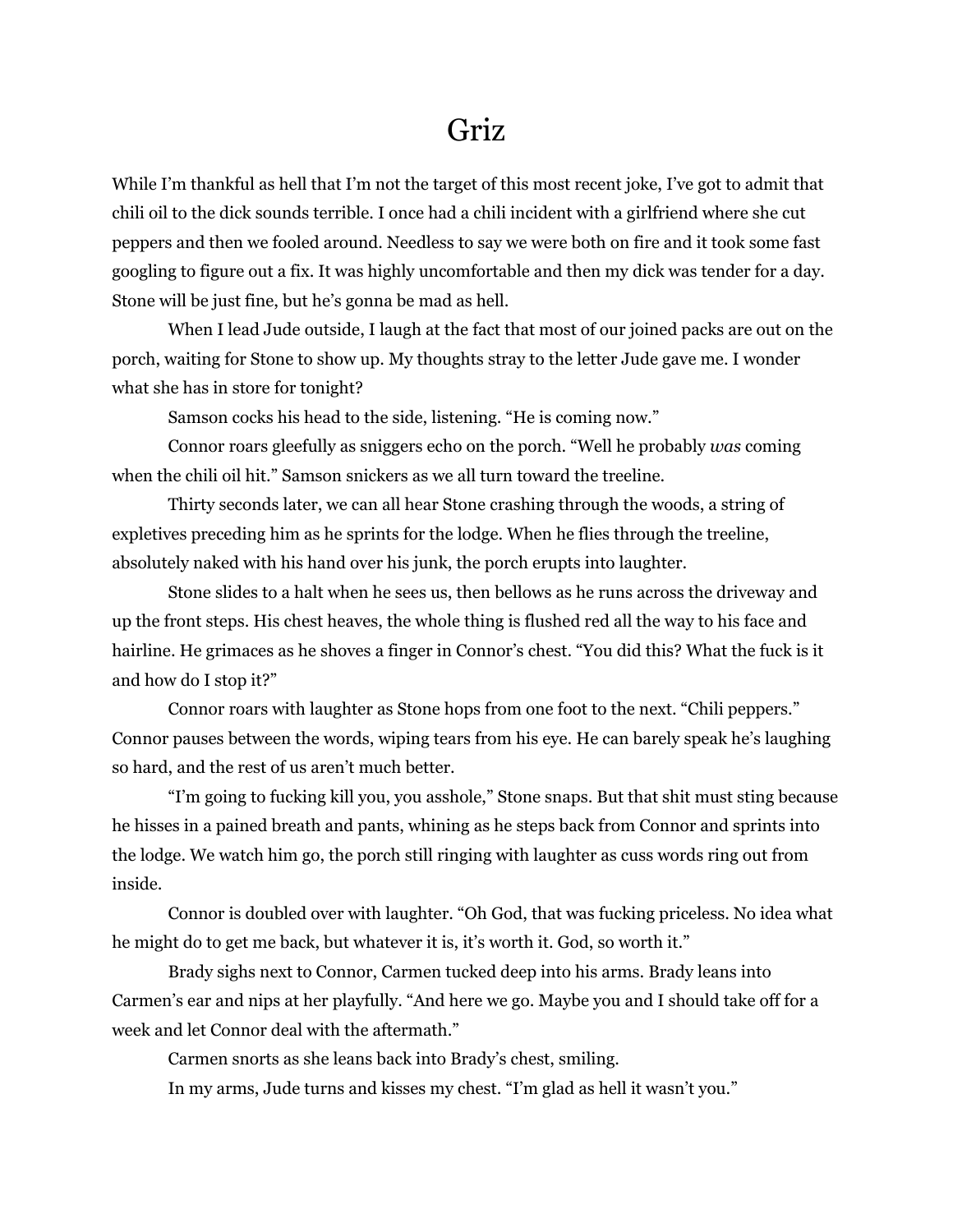# Griz

While I'm thankful as hell that I'm not the target of this most recent joke, I've got to admit that chili oil to the dick sounds terrible. I once had a chili incident with a girlfriend where she cut peppers and then we fooled around. Needless to say we were both on fire and it took some fast googling to figure out a fix. It was highly uncomfortable and then my dick was tender for a day. Stone will be just fine, but he's gonna be mad as hell.

When I lead Jude outside, I laugh at the fact that most of our joined packs are out on the porch, waiting for Stone to show up. My thoughts stray to the letter Jude gave me. I wonder what she has in store for tonight?

Samson cocks his head to the side, listening. "He is coming now."

Connor roars gleefully as sniggers echo on the porch. "Well he probably *was* coming when the chili oil hit." Samson snickers as we all turn toward the treeline.

Thirty seconds later, we can all hear Stone crashing through the woods, a string of expletives preceding him as he sprints for the lodge. When he flies through the treeline, absolutely naked with his hand over his junk, the porch erupts into laughter.

Stone slides to a halt when he sees us, then bellows as he runs across the driveway and up the front steps. His chest heaves, the whole thing is flushed red all the way to his face and hairline. He grimaces as he shoves a finger in Connor's chest. "You did this? What the fuck is it and how do I stop it?"

Connor roars with laughter as Stone hops from one foot to the next. "Chili peppers." Connor pauses between the words, wiping tears from his eye. He can barely speak he's laughing so hard, and the rest of us aren't much better.

"I'm going to fucking kill you, you asshole," Stone snaps. But that shit must sting because he hisses in a pained breath and pants, whining as he steps back from Connor and sprints into the lodge. We watch him go, the porch still ringing with laughter as cuss words ring out from inside.

Connor is doubled over with laughter. "Oh God, that was fucking priceless. No idea what he might do to get me back, but whatever it is, it's worth it. God, so worth it."

Brady sighs next to Connor, Carmen tucked deep into his arms. Brady leans into Carmen's ear and nips at her playfully. "And here we go. Maybe you and I should take off for a week and let Connor deal with the aftermath."

Carmen snorts as she leans back into Brady's chest, smiling.

In my arms, Jude turns and kisses my chest. "I'm glad as hell it wasn't you."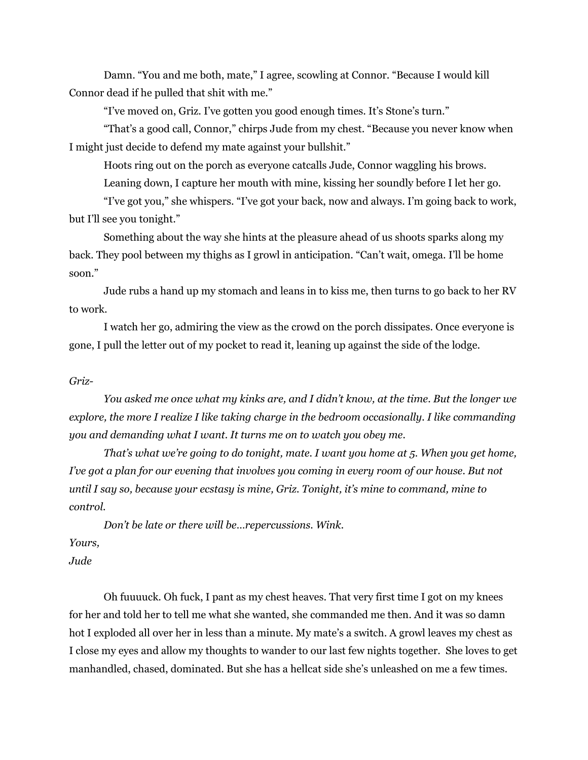Damn. "You and me both, mate," I agree, scowling at Connor. "Because I would kill Connor dead if he pulled that shit with me."

"I've moved on, Griz. I've gotten you good enough times. It's Stone's turn."

"That's a good call, Connor," chirps Jude from my chest. "Because you never know when I might just decide to defend my mate against your bullshit."

Hoots ring out on the porch as everyone catcalls Jude, Connor waggling his brows.

Leaning down, I capture her mouth with mine, kissing her soundly before I let her go.

"I've got you," she whispers. "I've got your back, now and always. I'm going back to work, but I'll see you tonight."

Something about the way she hints at the pleasure ahead of us shoots sparks along my back. They pool between my thighs as I growl in anticipation. "Can't wait, omega. I'll be home soon."

Jude rubs a hand up my stomach and leans in to kiss me, then turns to go back to her RV to work.

I watch her go, admiring the view as the crowd on the porch dissipates. Once everyone is gone, I pull the letter out of my pocket to read it, leaning up against the side of the lodge.

*Griz-*

*You asked me once what my kinks are, and I didn't know, at the time. But the longer we explore, the more I realize I like taking charge in the bedroom occasionally. I like commanding you and demanding what I want. It turns me on to watch you obey me.*

*That's what we're going to do tonight, mate. I want you home at 5. When you get home, I've got a plan for our evening that involves you coming in every room of our house. But not until I say so, because your ecstasy is mine, Griz. Tonight, it's mine to command, mine to control.*

*Don't be late or there will be…repercussions. Wink.*

*Yours,*

*Jude*

Oh fuuuuck. Oh fuck, I pant as my chest heaves. That very first time I got on my knees for her and told her to tell me what she wanted, she commanded me then. And it was so damn hot I exploded all over her in less than a minute. My mate's a switch. A growl leaves my chest as I close my eyes and allow my thoughts to wander to our last few nights together. She loves to get manhandled, chased, dominated. But she has a hellcat side she's unleashed on me a few times.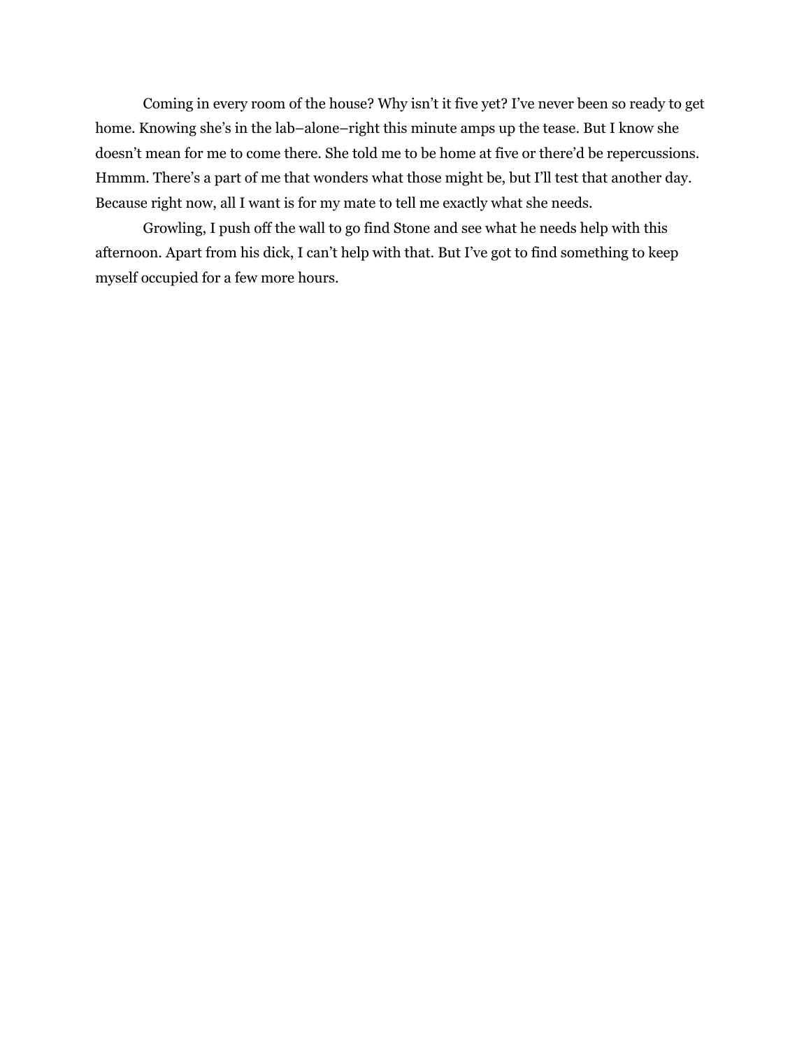Coming in every room of the house? Why isn't it five yet? I've never been so ready to get home. Knowing she's in the lab–alone–right this minute amps up the tease. But I know she doesn't mean for me to come there. She told me to be home at five or there'd be repercussions. Hmmm. There's a part of me that wonders what those might be, but I'll test that another day. Because right now, all I want is for my mate to tell me exactly what she needs.

Growling, I push off the wall to go find Stone and see what he needs help with this afternoon. Apart from his dick, I can't help with that. But I've got to find something to keep myself occupied for a few more hours.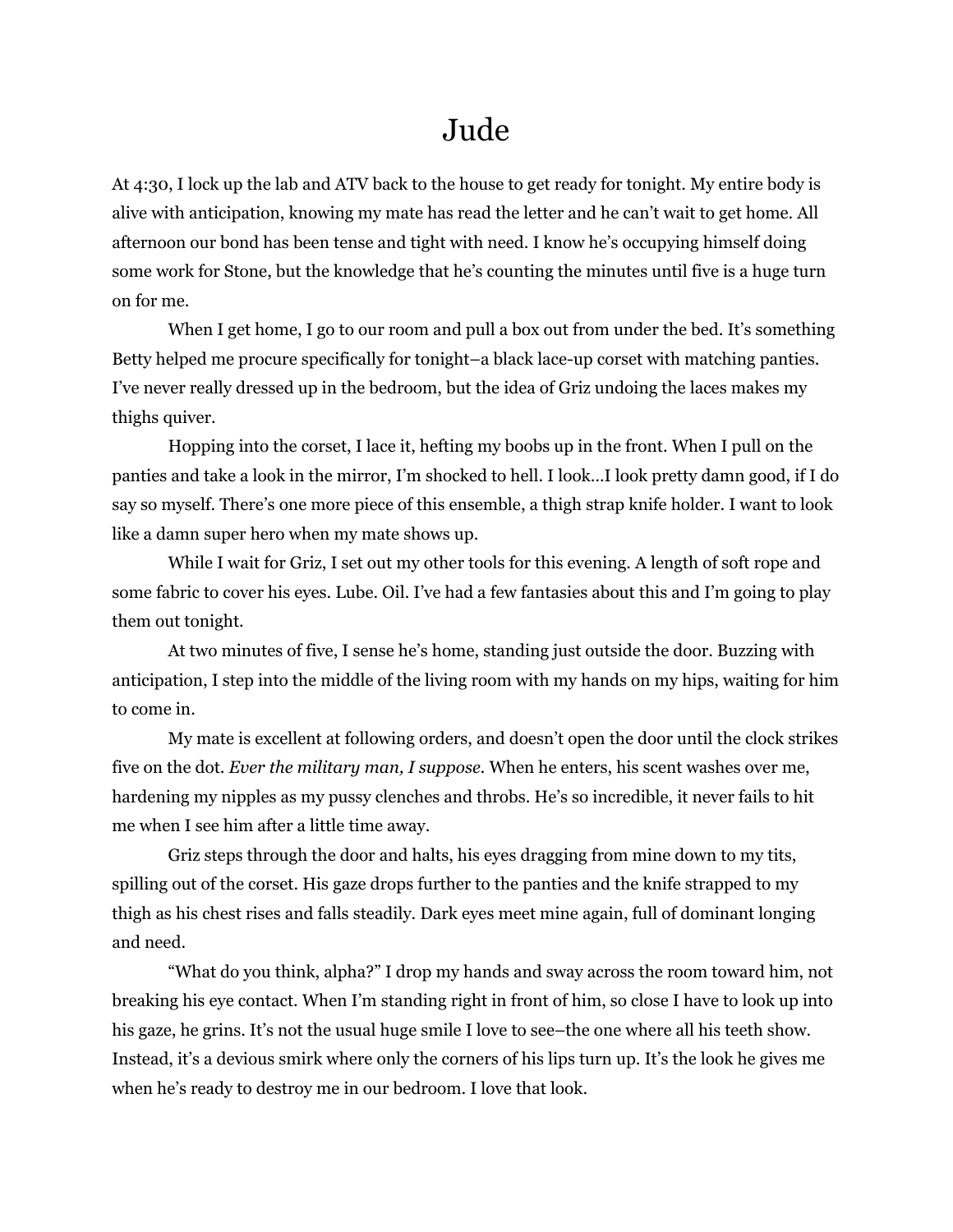# Jude

At 4:30, I lock up the lab and ATV back to the house to get ready for tonight. My entire body is alive with anticipation, knowing my mate has read the letter and he can't wait to get home. All afternoon our bond has been tense and tight with need. I know he's occupying himself doing some work for Stone, but the knowledge that he's counting the minutes until five is a huge turn on for me.

When I get home, I go to our room and pull a box out from under the bed. It's something Betty helped me procure specifically for tonight–a black lace-up corset with matching panties. I've never really dressed up in the bedroom, but the idea of Griz undoing the laces makes my thighs quiver.

Hopping into the corset, I lace it, hefting my boobs up in the front. When I pull on the panties and take a look in the mirror, I'm shocked to hell. I look…I look pretty damn good, if I do say so myself. There's one more piece of this ensemble, a thigh strap knife holder. I want to look like a damn super hero when my mate shows up.

While I wait for Griz, I set out my other tools for this evening. A length of soft rope and some fabric to cover his eyes. Lube. Oil. I've had a few fantasies about this and I'm going to play them out tonight.

At two minutes of five, I sense he's home, standing just outside the door. Buzzing with anticipation, I step into the middle of the living room with my hands on my hips, waiting for him to come in.

My mate is excellent at following orders, and doesn't open the door until the clock strikes five on the dot. *Ever the military man, I suppose.* When he enters, his scent washes over me, hardening my nipples as my pussy clenches and throbs. He's so incredible, it never fails to hit me when I see him after a little time away.

Griz steps through the door and halts, his eyes dragging from mine down to my tits, spilling out of the corset. His gaze drops further to the panties and the knife strapped to my thigh as his chest rises and falls steadily. Dark eyes meet mine again, full of dominant longing and need.

"What do you think, alpha?" I drop my hands and sway across the room toward him, not breaking his eye contact. When I'm standing right in front of him, so close I have to look up into his gaze, he grins. It's not the usual huge smile I love to see–the one where all his teeth show. Instead, it's a devious smirk where only the corners of his lips turn up. It's the look he gives me when he's ready to destroy me in our bedroom. I love that look.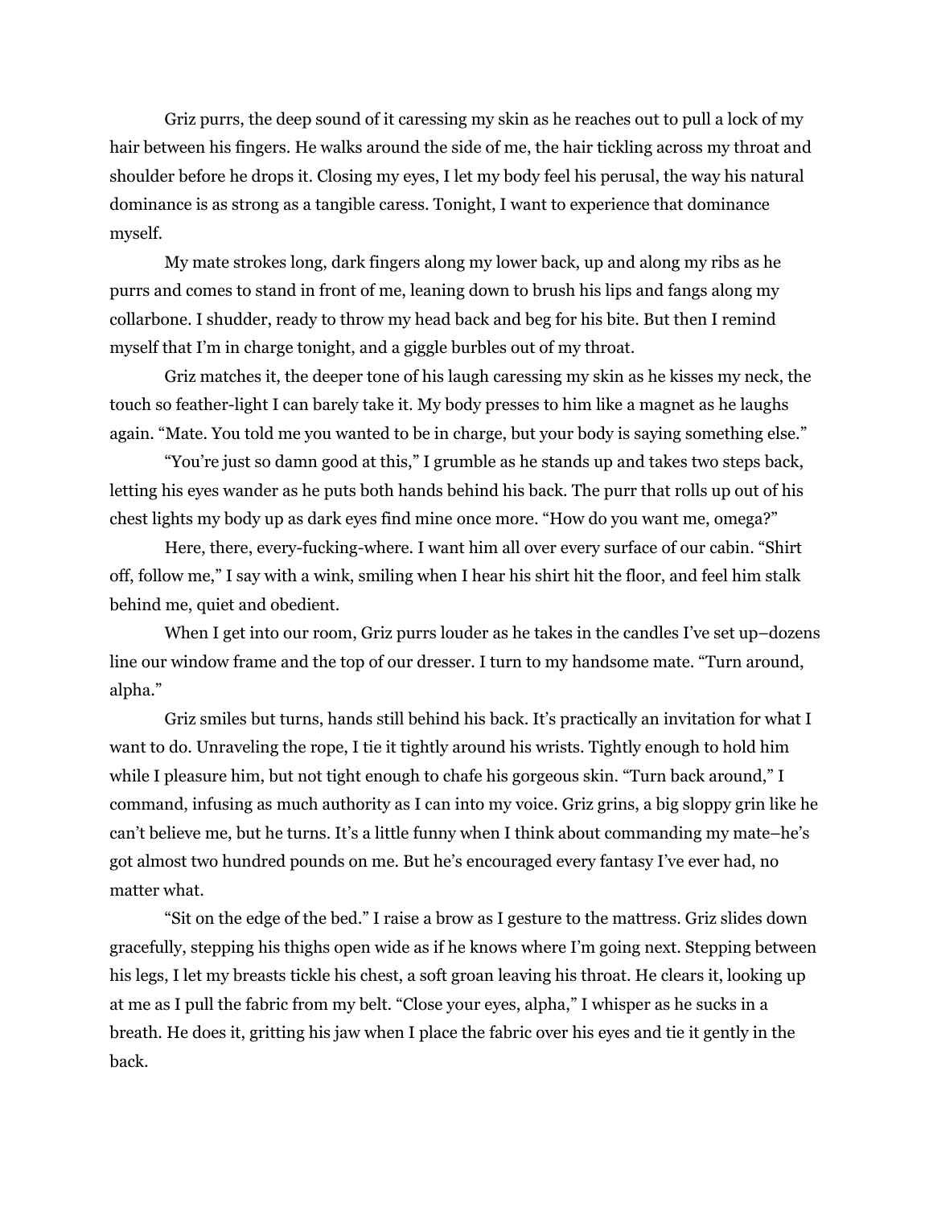Griz purrs, the deep sound of it caressing my skin as he reaches out to pull a lock of my hair between his fingers. He walks around the side of me, the hair tickling across my throat and shoulder before he drops it. Closing my eyes, I let my body feel his perusal, the way his natural dominance is as strong as a tangible caress. Tonight, I want to experience that dominance myself.

My mate strokes long, dark fingers along my lower back, up and along my ribs as he purrs and comes to stand in front of me, leaning down to brush his lips and fangs along my collarbone. I shudder, ready to throw my head back and beg for his bite. But then I remind myself that I'm in charge tonight, and a giggle burbles out of my throat.

Griz matches it, the deeper tone of his laugh caressing my skin as he kisses my neck, the touch so feather-light I can barely take it. My body presses to him like a magnet as he laughs again. "Mate. You told me you wanted to be in charge, but your body is saying something else."

"You're just so damn good at this," I grumble as he stands up and takes two steps back, letting his eyes wander as he puts both hands behind his back. The purr that rolls up out of his chest lights my body up as dark eyes find mine once more. "How do you want me, omega?"

Here, there, every-fucking-where. I want him all over every surface of our cabin. "Shirt off, follow me," I say with a wink, smiling when I hear his shirt hit the floor, and feel him stalk behind me, quiet and obedient.

When I get into our room, Griz purrs louder as he takes in the candles I've set up–dozens line our window frame and the top of our dresser. I turn to my handsome mate. "Turn around, alpha."

Griz smiles but turns, hands still behind his back. It's practically an invitation for what I want to do. Unraveling the rope, I tie it tightly around his wrists. Tightly enough to hold him while I pleasure him, but not tight enough to chafe his gorgeous skin. "Turn back around," I command, infusing as much authority as I can into my voice. Griz grins, a big sloppy grin like he can't believe me, but he turns. It's a little funny when I think about commanding my mate–he's got almost two hundred pounds on me. But he's encouraged every fantasy I've ever had, no matter what.

"Sit on the edge of the bed." I raise a brow as I gesture to the mattress. Griz slides down gracefully, stepping his thighs open wide as if he knows where I'm going next. Stepping between his legs, I let my breasts tickle his chest, a soft groan leaving his throat. He clears it, looking up at me as I pull the fabric from my belt. "Close your eyes, alpha," I whisper as he sucks in a breath. He does it, gritting his jaw when I place the fabric over his eyes and tie it gently in the back.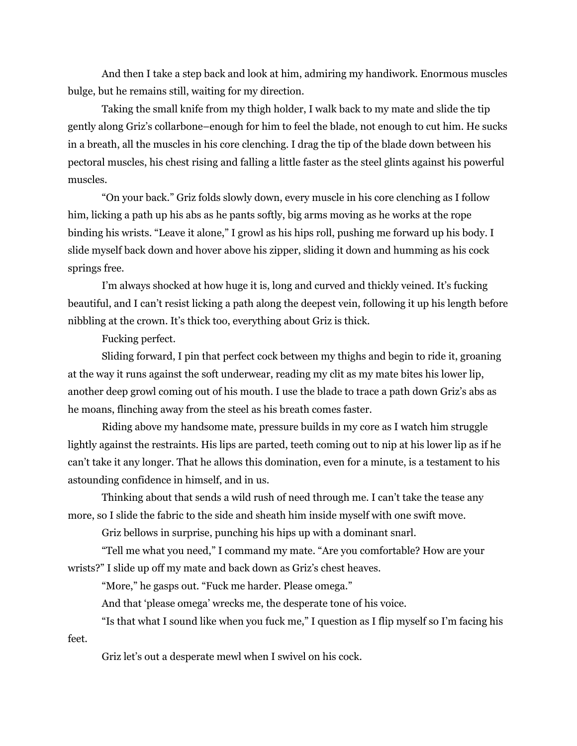And then I take a step back and look at him, admiring my handiwork. Enormous muscles bulge, but he remains still, waiting for my direction.

Taking the small knife from my thigh holder, I walk back to my mate and slide the tip gently along Griz's collarbone–enough for him to feel the blade, not enough to cut him. He sucks in a breath, all the muscles in his core clenching. I drag the tip of the blade down between his pectoral muscles, his chest rising and falling a little faster as the steel glints against his powerful muscles.

"On your back." Griz folds slowly down, every muscle in his core clenching as I follow him, licking a path up his abs as he pants softly, big arms moving as he works at the rope binding his wrists. "Leave it alone," I growl as his hips roll, pushing me forward up his body. I slide myself back down and hover above his zipper, sliding it down and humming as his cock springs free.

I'm always shocked at how huge it is, long and curved and thickly veined. It's fucking beautiful, and I can't resist licking a path along the deepest vein, following it up his length before nibbling at the crown. It's thick too, everything about Griz is thick.

Fucking perfect.

Sliding forward, I pin that perfect cock between my thighs and begin to ride it, groaning at the way it runs against the soft underwear, reading my clit as my mate bites his lower lip, another deep growl coming out of his mouth. I use the blade to trace a path down Griz's abs as he moans, flinching away from the steel as his breath comes faster.

Riding above my handsome mate, pressure builds in my core as I watch him struggle lightly against the restraints. His lips are parted, teeth coming out to nip at his lower lip as if he can't take it any longer. That he allows this domination, even for a minute, is a testament to his astounding confidence in himself, and in us.

Thinking about that sends a wild rush of need through me. I can't take the tease any more, so I slide the fabric to the side and sheath him inside myself with one swift move.

Griz bellows in surprise, punching his hips up with a dominant snarl.

"Tell me what you need," I command my mate. "Are you comfortable? How are your wrists?" I slide up off my mate and back down as Griz's chest heaves.

"More," he gasps out. "Fuck me harder. Please omega."

And that 'please omega' wrecks me, the desperate tone of his voice.

"Is that what I sound like when you fuck me," I question as I flip myself so I'm facing his feet.

Griz let's out a desperate mewl when I swivel on his cock.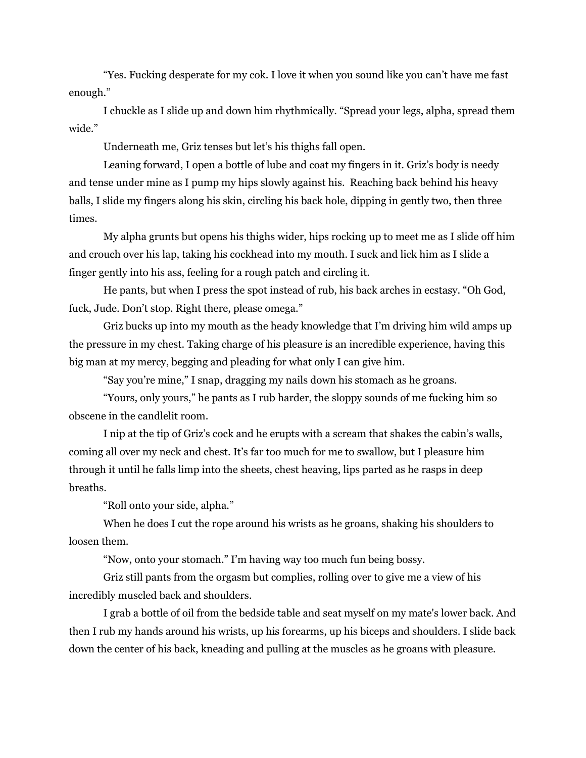"Yes. Fucking desperate for my cok. I love it when you sound like you can't have me fast enough."

I chuckle as I slide up and down him rhythmically. "Spread your legs, alpha, spread them wide."

Underneath me, Griz tenses but let's his thighs fall open.

Leaning forward, I open a bottle of lube and coat my fingers in it. Griz's body is needy and tense under mine as I pump my hips slowly against his. Reaching back behind his heavy balls, I slide my fingers along his skin, circling his back hole, dipping in gently two, then three times.

My alpha grunts but opens his thighs wider, hips rocking up to meet me as I slide off him and crouch over his lap, taking his cockhead into my mouth. I suck and lick him as I slide a finger gently into his ass, feeling for a rough patch and circling it.

He pants, but when I press the spot instead of rub, his back arches in ecstasy. "Oh God, fuck, Jude. Don't stop. Right there, please omega."

Griz bucks up into my mouth as the heady knowledge that I'm driving him wild amps up the pressure in my chest. Taking charge of his pleasure is an incredible experience, having this big man at my mercy, begging and pleading for what only I can give him.

"Say you're mine," I snap, dragging my nails down his stomach as he groans.

"Yours, only yours," he pants as I rub harder, the sloppy sounds of me fucking him so obscene in the candlelit room.

I nip at the tip of Griz's cock and he erupts with a scream that shakes the cabin's walls, coming all over my neck and chest. It's far too much for me to swallow, but I pleasure him through it until he falls limp into the sheets, chest heaving, lips parted as he rasps in deep breaths.

"Roll onto your side, alpha."

When he does I cut the rope around his wrists as he groans, shaking his shoulders to loosen them.

"Now, onto your stomach." I'm having way too much fun being bossy.

Griz still pants from the orgasm but complies, rolling over to give me a view of his incredibly muscled back and shoulders.

I grab a bottle of oil from the bedside table and seat myself on my mate's lower back. And then I rub my hands around his wrists, up his forearms, up his biceps and shoulders. I slide back down the center of his back, kneading and pulling at the muscles as he groans with pleasure.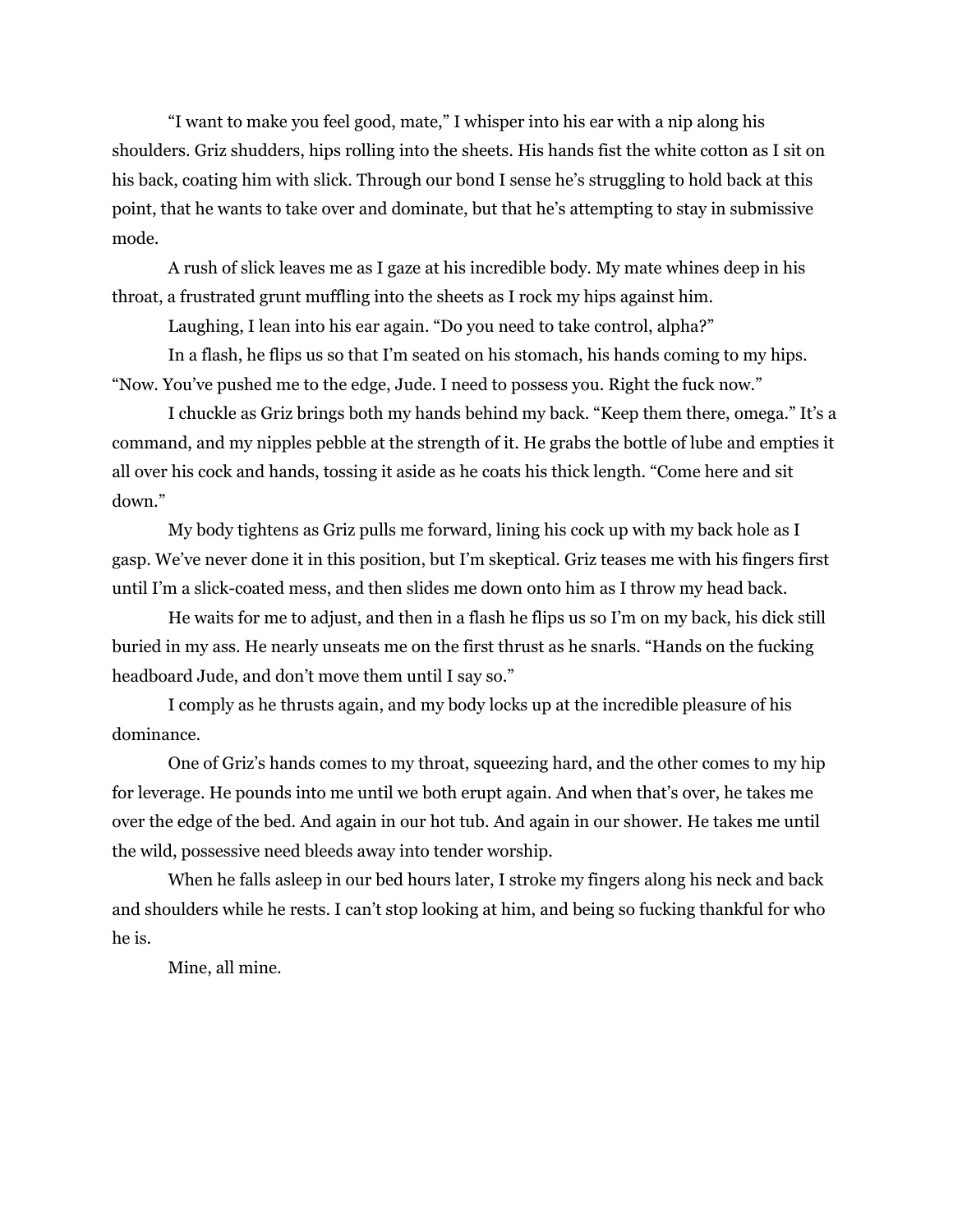"I want to make you feel good, mate," I whisper into his ear with a nip along his shoulders. Griz shudders, hips rolling into the sheets. His hands fist the white cotton as I sit on his back, coating him with slick. Through our bond I sense he's struggling to hold back at this point, that he wants to take over and dominate, but that he's attempting to stay in submissive mode.

A rush of slick leaves me as I gaze at his incredible body. My mate whines deep in his throat, a frustrated grunt muffling into the sheets as I rock my hips against him.

Laughing, I lean into his ear again. "Do you need to take control, alpha?"

In a flash, he flips us so that I'm seated on his stomach, his hands coming to my hips. "Now. You've pushed me to the edge, Jude. I need to possess you. Right the fuck now."

I chuckle as Griz brings both my hands behind my back. "Keep them there, omega." It's a command, and my nipples pebble at the strength of it. He grabs the bottle of lube and empties it all over his cock and hands, tossing it aside as he coats his thick length. "Come here and sit down."

My body tightens as Griz pulls me forward, lining his cock up with my back hole as I gasp. We've never done it in this position, but I'm skeptical. Griz teases me with his fingers first until I'm a slick-coated mess, and then slides me down onto him as I throw my head back.

He waits for me to adjust, and then in a flash he flips us so I'm on my back, his dick still buried in my ass. He nearly unseats me on the first thrust as he snarls. "Hands on the fucking headboard Jude, and don't move them until I say so."

I comply as he thrusts again, and my body locks up at the incredible pleasure of his dominance.

One of Griz's hands comes to my throat, squeezing hard, and the other comes to my hip for leverage. He pounds into me until we both erupt again. And when that's over, he takes me over the edge of the bed. And again in our hot tub. And again in our shower. He takes me until the wild, possessive need bleeds away into tender worship.

When he falls asleep in our bed hours later, I stroke my fingers along his neck and back and shoulders while he rests. I can't stop looking at him, and being so fucking thankful for who he is.

Mine, all mine.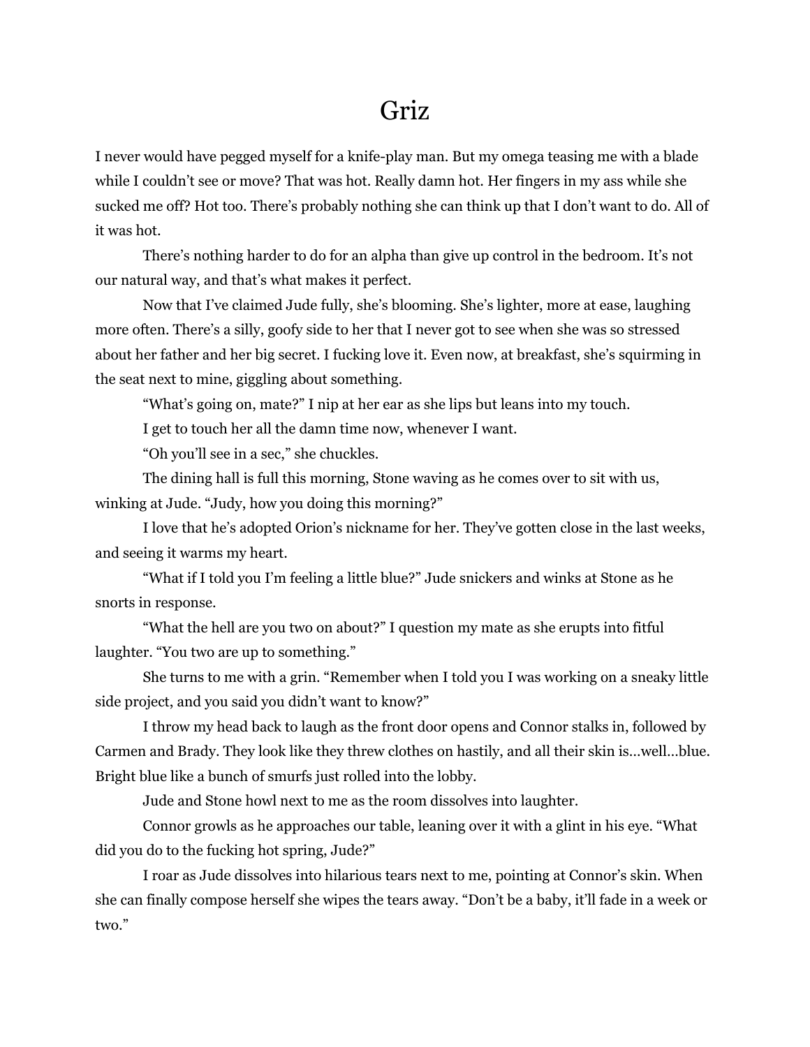# Griz

I never would have pegged myself for a knife-play man. But my omega teasing me with a blade while I couldn't see or move? That was hot. Really damn hot. Her fingers in my ass while she sucked me off? Hot too. There's probably nothing she can think up that I don't want to do. All of it was hot.

There's nothing harder to do for an alpha than give up control in the bedroom. It's not our natural way, and that's what makes it perfect.

Now that I've claimed Jude fully, she's blooming. She's lighter, more at ease, laughing more often. There's a silly, goofy side to her that I never got to see when she was so stressed about her father and her big secret. I fucking love it. Even now, at breakfast, she's squirming in the seat next to mine, giggling about something.

"What's going on, mate?" I nip at her ear as she lips but leans into my touch.

I get to touch her all the damn time now, whenever I want.

"Oh you'll see in a sec," she chuckles.

The dining hall is full this morning, Stone waving as he comes over to sit with us, winking at Jude. "Judy, how you doing this morning?"

I love that he's adopted Orion's nickname for her. They've gotten close in the last weeks, and seeing it warms my heart.

"What if I told you I'm feeling a little blue?" Jude snickers and winks at Stone as he snorts in response.

"What the hell are you two on about?" I question my mate as she erupts into fitful laughter. "You two are up to something."

She turns to me with a grin. "Remember when I told you I was working on a sneaky little side project, and you said you didn't want to know?"

I throw my head back to laugh as the front door opens and Connor stalks in, followed by Carmen and Brady. They look like they threw clothes on hastily, and all their skin is…well…blue. Bright blue like a bunch of smurfs just rolled into the lobby.

Jude and Stone howl next to me as the room dissolves into laughter.

Connor growls as he approaches our table, leaning over it with a glint in his eye. "What did you do to the fucking hot spring, Jude?"

I roar as Jude dissolves into hilarious tears next to me, pointing at Connor's skin. When she can finally compose herself she wipes the tears away. "Don't be a baby, it'll fade in a week or two."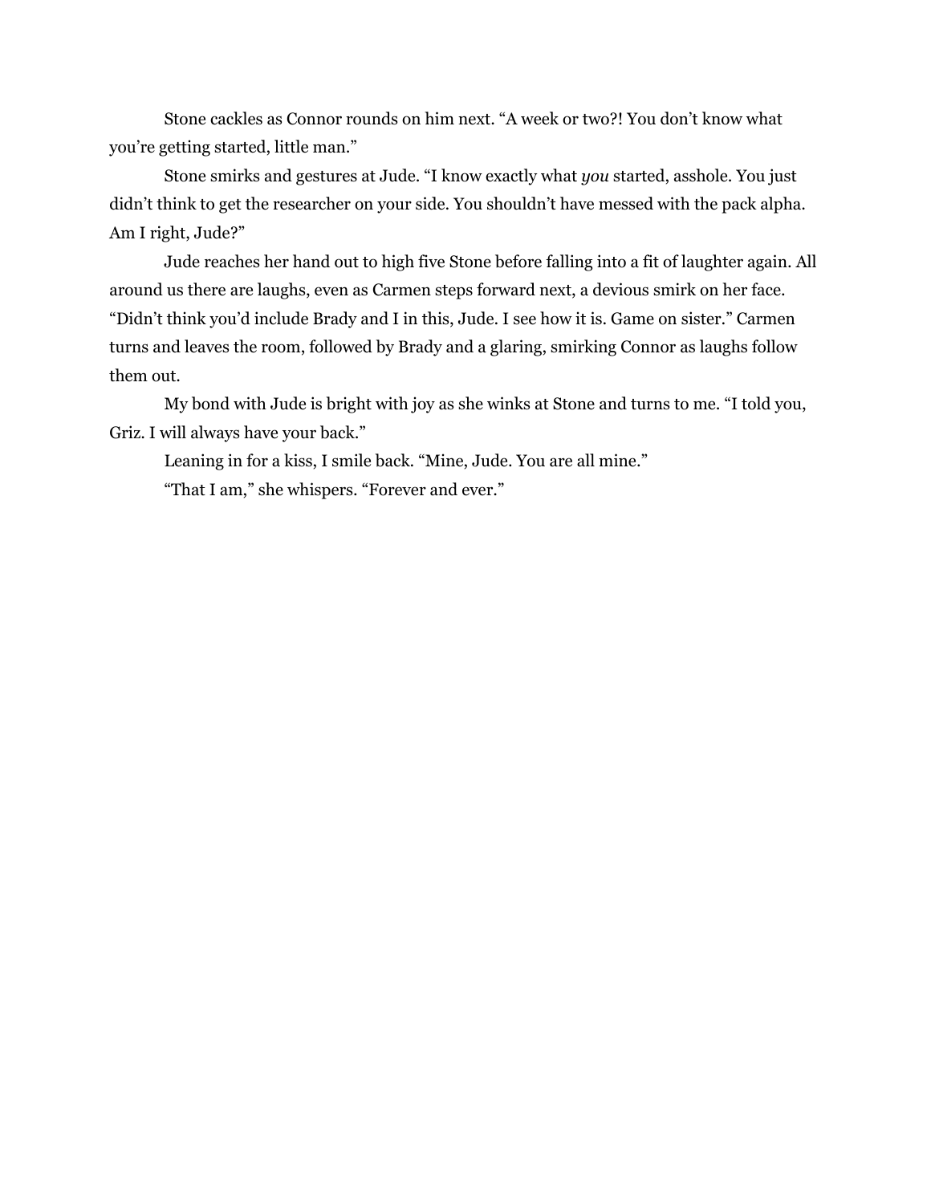Stone cackles as Connor rounds on him next. “A week or two?! You don’t know what you’re getting started, little man.”

Stone smirks and gestures at Jude. “I know exactly what *you* started, asshole. You just didn’t think to get the researcher on your side. You shouldn’t have messed with the pack alpha. Am I right, Jude?”

Jude reaches her hand out to high five Stone before falling into a fit of laughter again. All around us there are laughs, even as Carmen steps forward next, a devious smirk on her face. “Didn’t think you’d include Brady and I in this, Jude. I see how it is. Game on sister.” Carmen turns and leaves the room, followed by Brady and a glaring, smirking Connor as laughs follow them out.

My bond with Jude is bright with joy as she winks at Stone and turns to me. “I told you, Griz. I will always have your back.”

Leaning in for a kiss, I smile back. “Mine, Jude. You are all mine.”

“That I am,” she whispers. “Forever and ever.”